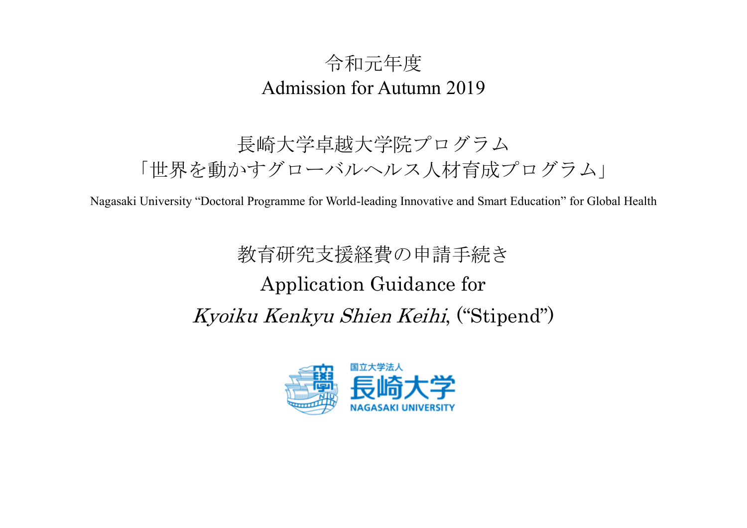# 令和元年度
# Admission for Autumn 2019

## 長崎大学卓越大学院プログラム
## 「世界を動かすグローバルヘルス人材育成プログラム」

Nagasaki University “Doctoral Programme for World-leading Innovative and Smart Education” for Global Health

## 教育研究支援経費の申請手続き
## Application Guidance for
## *Kyoiku Kenkyu Shien Keihi*, (“Stipend”)

国立大学法人
長崎大学
NAGASAKI UNIVERSITY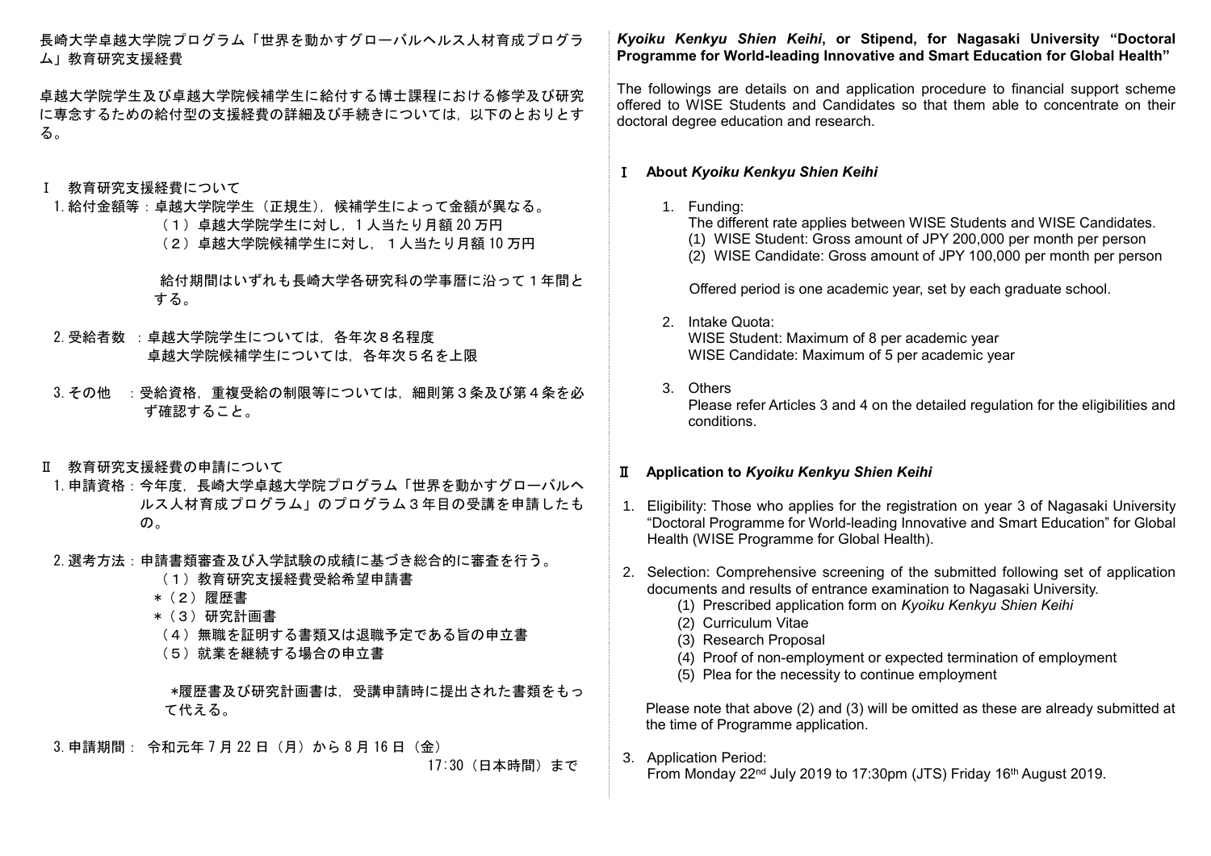長崎大学卓越大学院プログラム「世界を動かすグローバルヘルス人材育成プログラム」教育研究支援経費

卓越大学院学生及び卓越大学院候補学生に給付する博士課程における修学及び研究に専念するための給付型の支援経費の詳細及び手続きについては，以下のとおりとする。

Ⅰ　教育研究支援経費について

1. 給付金額等：卓越大学院学生（正規生），候補学生によって金額が異なる。
   （１）卓越大学院学生に対し，１人当たり月額 20 万円
   （２）卓越大学院候補学生に対し，１人当たり月額 10 万円

   給付期間はいずれも長崎大学各研究科の学事暦に沿って１年間とする。

2. 受給者数　：卓越大学院学生については，各年次８名程度
   卓越大学院候補学生については，各年次５名を上限

3. その他　：受給資格，重複受給の制限等については，細則第３条及び第４条を必ず確認すること。

Ⅱ　教育研究支援経費の申請について

1. 申請資格：今年度，長崎大学卓越大学院プログラム「世界を動かすグローバルヘルス人材育成プログラム」のプログラム３年目の受講を申請したもの。

2. 選考方法：申請書類審査及び入学試験の成績に基づき総合的に審査を行う。
   （１）教育研究支援経費受給希望申請書
   *（２）履歴書
   *（３）研究計画書
   （４）無職を証明する書類又は退職予定である旨の申立書
   （５）就業を継続する場合の申立書

   *履歴書及び研究計画書は，受講申請時に提出された書類をもって代える。

3. 申請期間：令和元年７月 22 日（月）から８月 16 日（金）17:30（日本時間）まで

***Kyoiku Kenkyu Shien Keihi*, or Stipend, for Nagasaki University "Doctoral Programme for World-leading Innovative and Smart Education for Global Health"**

The followings are details on and application procedure to financial support scheme offered to WISE Students and Candidates so that them able to concentrate on their doctoral degree education and research.

**Ⅰ About *Kyoiku Kenkyu Shien Keihi***

1. Funding:
   The different rate applies between WISE Students and WISE Candidates.
   (1) WISE Student: Gross amount of JPY 200,000 per month per person
   (2) WISE Candidate: Gross amount of JPY 100,000 per month per person

   Offered period is one academic year, set by each graduate school.

2. Intake Quota:
   WISE Student: Maximum of 8 per academic year
   WISE Candidate: Maximum of 5 per academic year

3. Others
   Please refer Articles 3 and 4 on the detailed regulation for the eligibilities and conditions.

**Ⅱ Application to *Kyoiku Kenkyu Shien Keihi***

1. Eligibility: Those who applies for the registration on year 3 of Nagasaki University "Doctoral Programme for World-leading Innovative and Smart Education" for Global Health (WISE Programme for Global Health).

2. Selection: Comprehensive screening of the submitted following set of application documents and results of entrance examination to Nagasaki University.
   (1) Prescribed application form on *Kyoiku Kenkyu Shien Keihi*
   (2) Curriculum Vitae
   (3) Research Proposal
   (4) Proof of non-employment or expected termination of employment
   (5) Plea for the necessity to continue employment

   Please note that above (2) and (3) will be omitted as these are already submitted at the time of Programme application.

3. Application Period:
   From Monday 22nd July 2019 to 17:30pm (JTS) Friday 16th August 2019.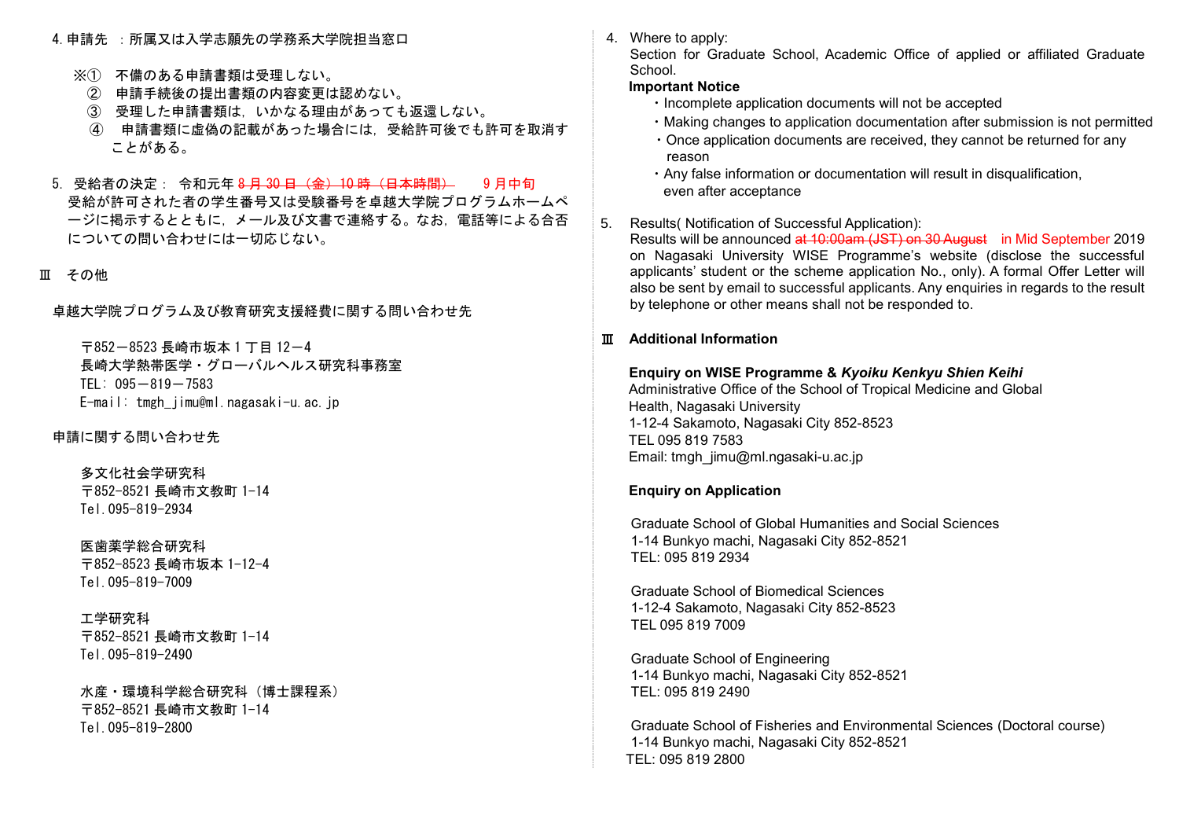4. 申請先 ：所属又は入学志願先の学務系大学院担当窓口

※① 不備のある申請書類は受理しない。
② 申請手続後の提出書類の内容変更は認めない。
③ 受理した申請書類は，いかなる理由があっても返還しない。
④ 申請書類に虚偽の記載があった場合には，受給許可後でも許可を取消すことがある。

5. 受給者の決定： 令和元年 ~~8 月 30 日（金）10 時（日本時間）~~ 9 月中旬
受給が許可された者の学生番号又は受験番号を卓越大学院プログラムホームページに掲示するとともに，メール及び文書で連絡する。なお，電話等による合否についての問い合わせには一切応じない。

Ⅲ その他

卓越大学院プログラム及び教育研究支援経費に関する問い合わせ先

〒852－8523 長崎市坂本１丁目 12－4
長崎大学熱帯医学・グローバルヘルス研究科事務室
TEL： 095－819－7583
E-mail： tmgh_jimu@ml.nagasaki-u.ac.jp

申請に関する問い合わせ先

多文化社会学研究科
〒852-8521 長崎市文教町 1-14
Tel.095-819-2934

医歯薬学総合研究科
〒852-8523 長崎市坂本 1-12-4
Tel.095-819-7009

工学研究科
〒852-8521 長崎市文教町 1-14
Tel.095-819-2490

水産・環境科学総合研究科（博士課程系）
〒852-8521 長崎市文教町 1-14
Tel.095-819-2800

4. Where to apply:
Section for Graduate School, Academic Office of applied or affiliated Graduate School.

**Important Notice**

・Incomplete application documents will not be accepted
・Making changes to application documentation after submission is not permitted
・Once application documents are received, they cannot be returned for any reason
・Any false information or documentation will result in disqualification, even after acceptance

5. Results( Notification of Successful Application):
Results will be announced ~~at 10:00am (JST) on 30 August~~ in Mid September 2019 on Nagasaki University WISE Programme's website (disclose the successful applicants' student or the scheme application No., only). A formal Offer Letter will also be sent by email to successful applicants. Any enquiries in regards to the result by telephone or other means shall not be responded to.

**Ⅲ Additional Information**

**Enquiry on WISE Programme & *Kyoiku Kenkyu Shien Keihi***
Administrative Office of the School of Tropical Medicine and Global Health, Nagasaki University
1-12-4 Sakamoto, Nagasaki City 852-8523
TEL 095 819 7583
Email: tmgh_jimu@ml.ngasaki-u.ac.jp

**Enquiry on Application**

Graduate School of Global Humanities and Social Sciences
1-14 Bunkyo machi, Nagasaki City 852-8521
TEL: 095 819 2934

Graduate School of Biomedical Sciences
1-12-4 Sakamoto, Nagasaki City 852-8523
TEL 095 819 7009

Graduate School of Engineering
1-14 Bunkyo machi, Nagasaki City 852-8521
TEL: 095 819 2490

Graduate School of Fisheries and Environmental Sciences (Doctoral course)
1-14 Bunkyo machi, Nagasaki City 852-8521
TEL: 095 819 2800